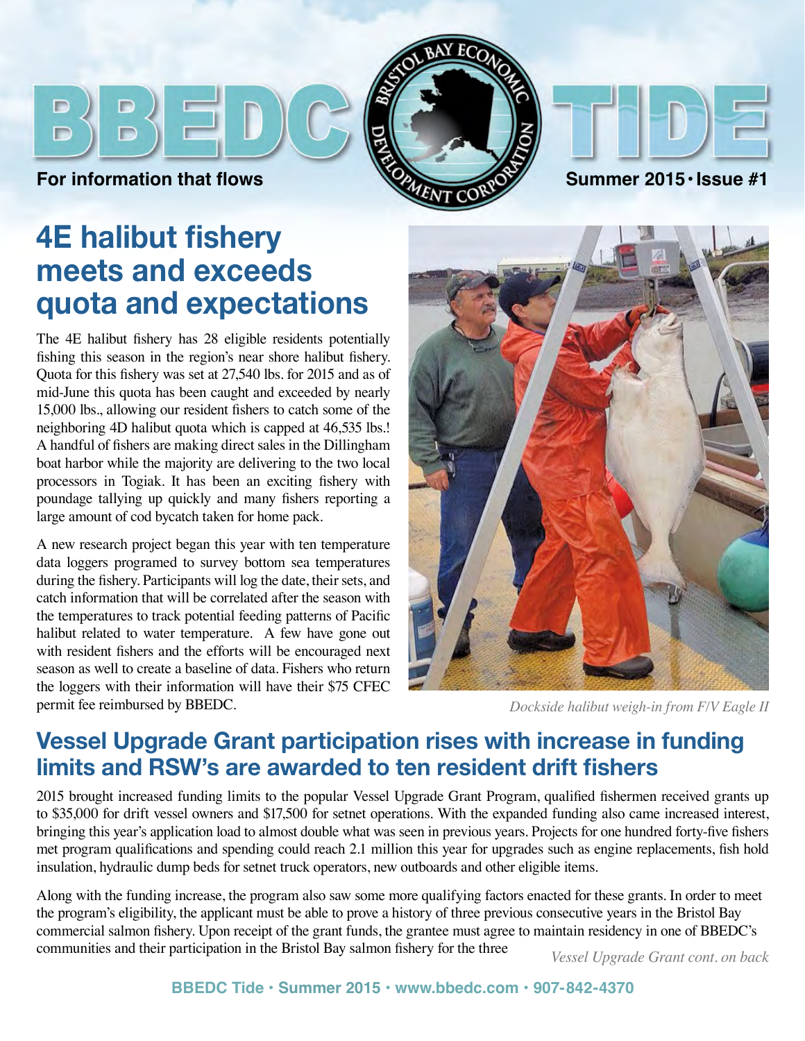# BBEDC TIDE

**For information that flows**

**Summer 2015 • Issue #1**

## 4E halibut fishery meets and exceeds quota and expectations

The 4E halibut fishery has 28 eligible residents potentially fishing this season in the region's near shore halibut fishery. Quota for this fishery was set at 27,540 lbs. for 2015 and as of mid-June this quota has been caught and exceeded by nearly 15,000 lbs., allowing our resident fishers to catch some of the neighboring 4D halibut quota which is capped at 46,535 lbs.! A handful of fishers are making direct sales in the Dillingham boat harbor while the majority are delivering to the two local processors in Togiak. It has been an exciting fishery with poundage tallying up quickly and many fishers reporting a large amount of cod bycatch taken for home pack.

A new research project began this year with ten temperature data loggers programed to survey bottom sea temperatures during the fishery. Participants will log the date, their sets, and catch information that will be correlated after the season with the temperatures to track potential feeding patterns of Pacific halibut related to water temperature. A few have gone out with resident fishers and the efforts will be encouraged next season as well to create a baseline of data. Fishers who return the loggers with their information will have their $75 CFEC permit fee reimbursed by BBEDC.

*Dockside halibut weigh-in from F/V Eagle II*

## Vessel Upgrade Grant participation rises with increase in funding limits and RSW's are awarded to ten resident drift fishers

2015 brought increased funding limits to the popular Vessel Upgrade Grant Program, qualified fishermen received grants up to $35,000 for drift vessel owners and $17,500 for setnet operations. With the expanded funding also came increased interest, bringing this year's application load to almost double what was seen in previous years. Projects for one hundred forty-five fishers met program qualifications and spending could reach 2.1 million this year for upgrades such as engine replacements, fish hold insulation, hydraulic dump beds for setnet truck operators, new outboards and other eligible items.

Along with the funding increase, the program also saw some more qualifying factors enacted for these grants. In order to meet the program's eligibility, the applicant must be able to prove a history of three previous consecutive years in the Bristol Bay commercial salmon fishery. Upon receipt of the grant funds, the grantee must agree to maintain residency in one of BBEDC's communities and their participation in the Bristol Bay salmon fishery for the three

*Vessel Upgrade Grant cont. on back*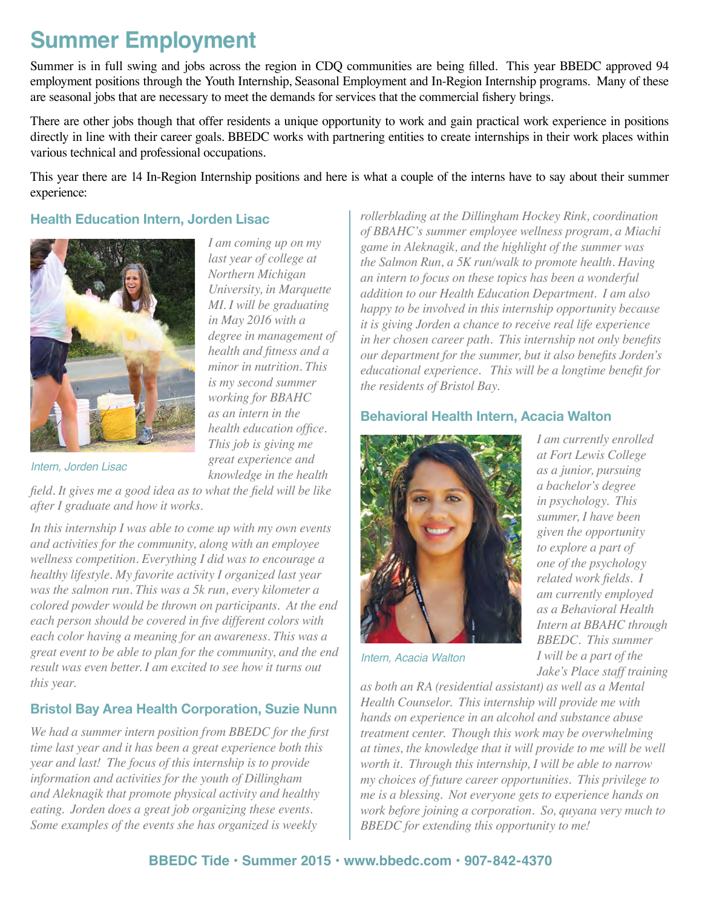# Summer Employment

Summer is in full swing and jobs across the region in CDQ communities are being filled. This year BBEDC approved 94 employment positions through the Youth Internship, Seasonal Employment and In-Region Internship programs. Many of these are seasonal jobs that are necessary to meet the demands for services that the commercial fishery brings.

There are other jobs though that offer residents a unique opportunity to work and gain practical work experience in positions directly in line with their career goals. BBEDC works with partnering entities to create internships in their work places within various technical and professional occupations.

This year there are 14 In-Region Internship positions and here is what a couple of the interns have to say about their summer experience:

### Health Education Intern, Jorden Lisac

Intern, Jorden Lisac

*I am coming up on my last year of college at Northern Michigan University, in Marquette MI. I will be graduating in May 2016 with a degree in management of health and fitness and a minor in nutrition. This is my second summer working for BBAHC as an intern in the health education office. This job is giving me great experience and knowledge in the health field. It gives me a good idea as to what the field will be like after I graduate and how it works.*

*In this internship I was able to come up with my own events and activities for the community, along with an employee wellness competition. Everything I did was to encourage a healthy lifestyle. My favorite activity I organized last year was the salmon run. This was a 5k run, every kilometer a colored powder would be thrown on participants. At the end each person should be covered in five different colors with each color having a meaning for an awareness. This was a great event to be able to plan for the community, and the end result was even better. I am excited to see how it turns out this year.*

### Bristol Bay Area Health Corporation, Suzie Nunn

*We had a summer intern position from BBEDC for the first time last year and it has been a great experience both this year and last! The focus of this internship is to provide information and activities for the youth of Dillingham and Aleknagik that promote physical activity and healthy eating. Jorden does a great job organizing these events. Some examples of the events she has organized is weekly rollerblading at the Dillingham Hockey Rink, coordination of BBAHC's summer employee wellness program, a Miachi game in Aleknagik, and the highlight of the summer was the Salmon Run, a 5K run/walk to promote health. Having an intern to focus on these topics has been a wonderful addition to our Health Education Department. I am also happy to be involved in this internship opportunity because it is giving Jorden a chance to receive real life experience in her chosen career path. This internship not only benefits our department for the summer, but it also benefits Jorden's educational experience. This will be a longtime benefit for the residents of Bristol Bay.*

### Behavioral Health Intern, Acacia Walton

Intern, Acacia Walton

*I am currently enrolled at Fort Lewis College as a junior, pursuing a bachelor's degree in psychology. This summer, I have been given the opportunity to explore a part of one of the psychology related work fields. I am currently employed as a Behavioral Health Intern at BBAHC through BBEDC. This summer I will be a part of the Jake's Place staff training as both an RA (residential assistant) as well as a Mental Health Counselor. This internship will provide me with hands on experience in an alcohol and substance abuse treatment center. Though this work may be overwhelming at times, the knowledge that it will provide to me will be well worth it. Through this internship, I will be able to narrow my choices of future career opportunities. This privilege to me is a blessing. Not everyone gets to experience hands on work before joining a corporation. So, quyana very much to BBEDC for extending this opportunity to me!*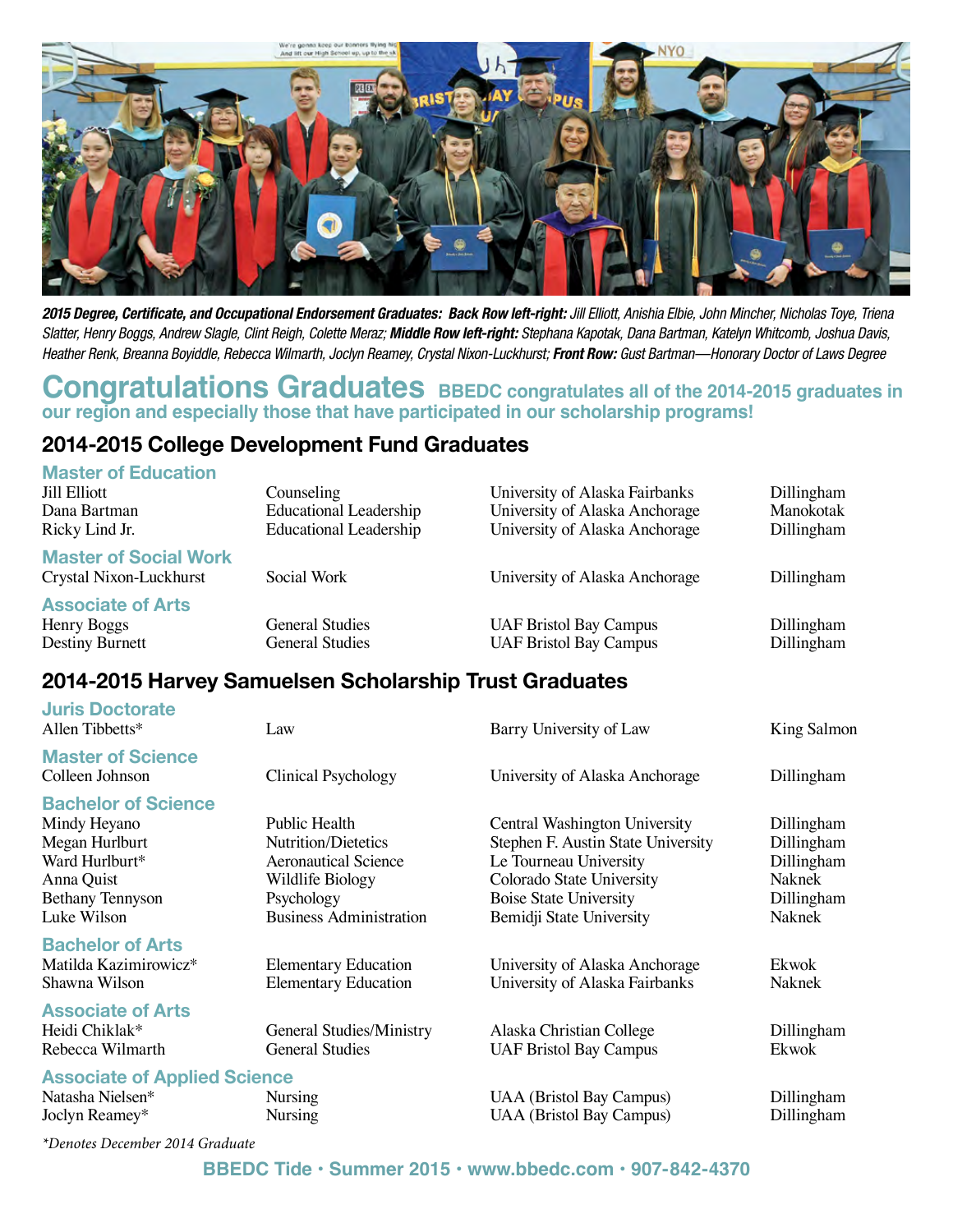***2015 Degree, Certificate, and Occupational Endorsement Graduates: Back Row left-right:*** *Jill Elliott, Anishia Elbie, John Mincher, Nicholas Toye, Triena Slatter, Henry Boggs, Andrew Slagle, Clint Reigh, Colette Meraz;* ***Middle Row left-right:*** *Stephana Kapotak, Dana Bartman, Katelyn Whitcomb, Joshua Davis, Heather Renk, Breanna Boyiddle, Rebecca Wilmarth, Joclyn Reamey, Crystal Nixon-Luckhurst;* ***Front Row:*** *Gust Bartman—Honorary Doctor of Laws Degree*

# Congratulations Graduates

**BBEDC congratulates all of the 2014-2015 graduates in our region and especially those that have participated in our scholarship programs!**

## 2014-2015 College Development Fund Graduates

### Master of Education

| | | | |
|---|---|---|---|
| Jill Elliott | Counseling | University of Alaska Fairbanks | Dillingham |
| Dana Bartman | Educational Leadership | University of Alaska Anchorage | Manokotak |
| Ricky Lind Jr. | Educational Leadership | University of Alaska Anchorage | Dillingham |

### Master of Social Work

| | | | |
|---|---|---|---|
| Crystal Nixon-Luckhurst | Social Work | University of Alaska Anchorage | Dillingham |

### Associate of Arts

| | | | |
|---|---|---|---|
| Henry Boggs | General Studies | UAF Bristol Bay Campus | Dillingham |
| Destiny Burnett | General Studies | UAF Bristol Bay Campus | Dillingham |

## 2014-2015 Harvey Samuelsen Scholarship Trust Graduates

### Juris Doctorate

| | | | |
|---|---|---|---|
| Allen Tibbetts* | Law | Barry University of Law | King Salmon |

### Master of Science

| | | | |
|---|---|---|---|
| Colleen Johnson | Clinical Psychology | University of Alaska Anchorage | Dillingham |

### Bachelor of Science

| | | | |
|---|---|---|---|
| Mindy Heyano | Public Health | Central Washington University | Dillingham |
| Megan Hurlburt | Nutrition/Dietetics | Stephen F. Austin State University | Dillingham |
| Ward Hurlburt* | Aeronautical Science | Le Tourneau University | Dillingham |
| Anna Quist | Wildlife Biology | Colorado State University | Naknek |
| Bethany Tennyson | Psychology | Boise State University | Dillingham |
| Luke Wilson | Business Administration | Bemidji State University | Naknek |

### Bachelor of Arts

| | | | |
|---|---|---|---|
| Matilda Kazimirowicz* | Elementary Education | University of Alaska Anchorage | Ekwok |
| Shawna Wilson | Elementary Education | University of Alaska Fairbanks | Naknek |

### Associate of Arts

| | | | |
|---|---|---|---|
| Heidi Chiklak* | General Studies/Ministry | Alaska Christian College | Dillingham |
| Rebecca Wilmarth | General Studies | UAF Bristol Bay Campus | Ekwok |

### Associate of Applied Science

| | | | |
|---|---|---|---|
| Natasha Nielsen* | Nursing | UAA (Bristol Bay Campus) | Dillingham |
| Joclyn Reamey* | Nursing | UAA (Bristol Bay Campus) | Dillingham |

*\*Denotes December 2014 Graduate*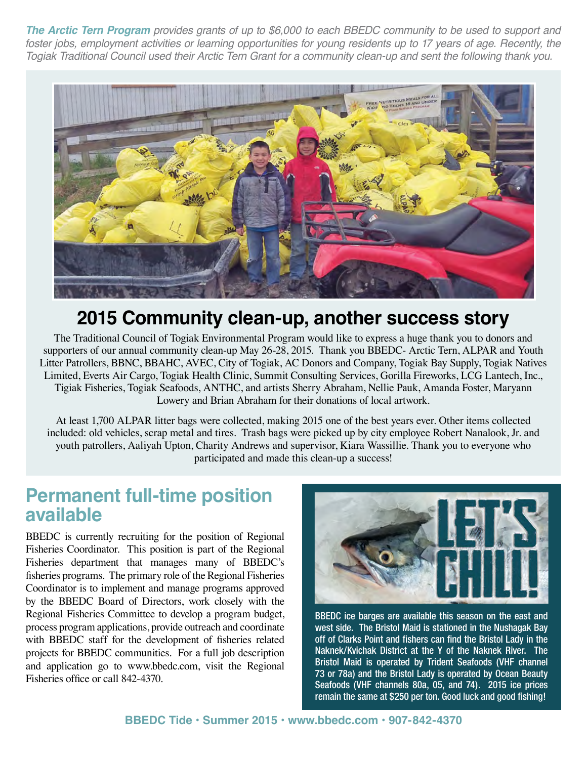***The Arctic Tern Program*** *provides grants of up to $6,000 to each BBEDC community to be used to support and foster jobs, employment activities or learning opportunities for young residents up to 17 years of age. Recently, the Togiak Traditional Council used their Arctic Tern Grant for a community clean-up and sent the following thank you.*

## 2015 Community clean-up, another success story

The Traditional Council of Togiak Environmental Program would like to express a huge thank you to donors and supporters of our annual community clean-up May 26-28, 2015. Thank you BBEDC- Arctic Tern, ALPAR and Youth Litter Patrollers, BBNC, BBAHC, AVEC, City of Togiak, AC Donors and Company, Togiak Bay Supply, Togiak Natives Limited, Everts Air Cargo, Togiak Health Clinic, Summit Consulting Services, Gorilla Fireworks, LCG Lantech, Inc., Tigiak Fisheries, Togiak Seafoods, ANTHC, and artists Sherry Abraham, Nellie Pauk, Amanda Foster, Maryann Lowery and Brian Abraham for their donations of local artwork.

At least 1,700 ALPAR litter bags were collected, making 2015 one of the best years ever. Other items collected included: old vehicles, scrap metal and tires. Trash bags were picked up by city employee Robert Nanalook, Jr. and youth patrollers, Aaliyah Upton, Charity Andrews and supervisor, Kiara Wassillie. Thank you to everyone who participated and made this clean-up a success!

## Permanent full-time position available

BBEDC is currently recruiting for the position of Regional Fisheries Coordinator. This position is part of the Regional Fisheries department that manages many of BBEDC's fisheries programs. The primary role of the Regional Fisheries Coordinator is to implement and manage programs approved by the BBEDC Board of Directors, work closely with the Regional Fisheries Committee to develop a program budget, process program applications, provide outreach and coordinate with BBEDC staff for the development of fisheries related projects for BBEDC communities. For a full job description and application go to www.bbedc.com, visit the Regional Fisheries office or call 842-4370.

## LET'S CHILL!

BBEDC ice barges are available this season on the east and west side. The Bristol Maid is stationed in the Nushagak Bay off of Clarks Point and fishers can find the Bristol Lady in the Naknek/Kvichak District at the Y of the Naknek River. The Bristol Maid is operated by Trident Seafoods (VHF channel 73 or 78a) and the Bristol Lady is operated by Ocean Beauty Seafoods (VHF channels 80a, 05, and 74). 2015 ice prices remain the same at $250 per ton. Good luck and good fishing!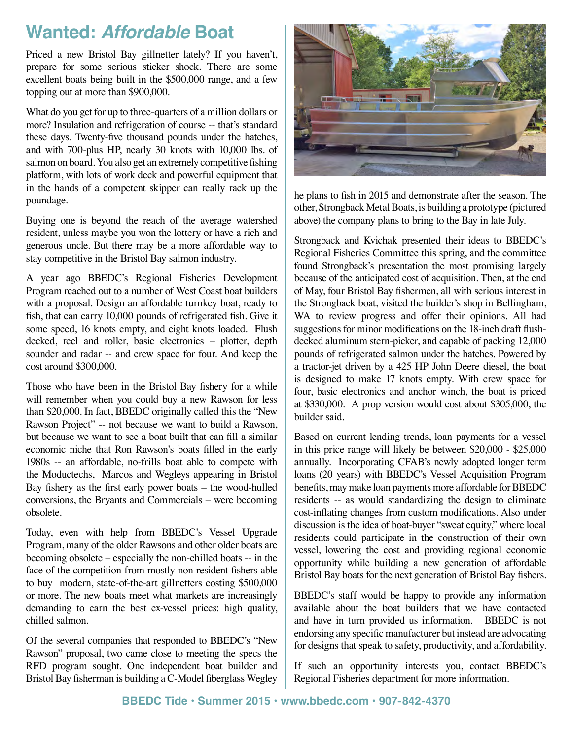# Wanted: *Affordable* Boat

Priced a new Bristol Bay gillnetter lately? If you haven't, prepare for some serious sticker shock. There are some excellent boats being built in the $500,000 range, and a few topping out at more than $900,000.

What do you get for up to three-quarters of a million dollars or more? Insulation and refrigeration of course -- that's standard these days. Twenty-five thousand pounds under the hatches, and with 700-plus HP, nearly 30 knots with 10,000 lbs. of salmon on board. You also get an extremely competitive fishing platform, with lots of work deck and powerful equipment that in the hands of a competent skipper can really rack up the poundage.

Buying one is beyond the reach of the average watershed resident, unless maybe you won the lottery or have a rich and generous uncle. But there may be a more affordable way to stay competitive in the Bristol Bay salmon industry.

A year ago BBEDC's Regional Fisheries Development Program reached out to a number of West Coast boat builders with a proposal. Design an affordable turnkey boat, ready to fish, that can carry 10,000 pounds of refrigerated fish. Give it some speed, 16 knots empty, and eight knots loaded. Flush decked, reel and roller, basic electronics – plotter, depth sounder and radar -- and crew space for four. And keep the cost around $300,000.

Those who have been in the Bristol Bay fishery for a while will remember when you could buy a new Rawson for less than $20,000. In fact, BBEDC originally called this the "New Rawson Project" -- not because we want to build a Rawson, but because we want to see a boat built that can fill a similar economic niche that Ron Rawson's boats filled in the early 1980s -- an affordable, no-frills boat able to compete with the Moductechs, Marcos and Wegleys appearing in Bristol Bay fishery as the first early power boats – the wood-hulled conversions, the Bryants and Commercials – were becoming obsolete.

Today, even with help from BBEDC's Vessel Upgrade Program, many of the older Rawsons and other older boats are becoming obsolete – especially the non-chilled boats -- in the face of the competition from mostly non-resident fishers able to buy modern, state-of-the-art gillnetters costing $500,000 or more. The new boats meet what markets are increasingly demanding to earn the best ex-vessel prices: high quality, chilled salmon.

Of the several companies that responded to BBEDC's "New Rawson" proposal, two came close to meeting the specs the RFD program sought. One independent boat builder and Bristol Bay fisherman is building a C-Model fiberglass Wegley he plans to fish in 2015 and demonstrate after the season. The other, Strongback Metal Boats, is building a prototype (pictured above) the company plans to bring to the Bay in late July.

Strongback and Kvichak presented their ideas to BBEDC's Regional Fisheries Committee this spring, and the committee found Strongback's presentation the most promising largely because of the anticipated cost of acquisition. Then, at the end of May, four Bristol Bay fishermen, all with serious interest in the Strongback boat, visited the builder's shop in Bellingham, WA to review progress and offer their opinions. All had suggestions for minor modifications on the 18-inch draft flush-decked aluminum stern-picker, and capable of packing 12,000 pounds of refrigerated salmon under the hatches. Powered by a tractor-jet driven by a 425 HP John Deere diesel, the boat is designed to make 17 knots empty. With crew space for four, basic electronics and anchor winch, the boat is priced at $330,000. A prop version would cost about $305,000, the builder said.

Based on current lending trends, loan payments for a vessel in this price range will likely be between $20,000 - $25,000 annually. Incorporating CFAB's newly adopted longer term loans (20 years) with BBEDC's Vessel Acquisition Program benefits, may make loan payments more affordable for BBEDC residents -- as would standardizing the design to eliminate cost-inflating changes from custom modifications. Also under discussion is the idea of boat-buyer "sweat equity," where local residents could participate in the construction of their own vessel, lowering the cost and providing regional economic opportunity while building a new generation of affordable Bristol Bay boats for the next generation of Bristol Bay fishers.

BBEDC's staff would be happy to provide any information available about the boat builders that we have contacted and have in turn provided us information. BBEDC is not endorsing any specific manufacturer but instead are advocating for designs that speak to safety, productivity, and affordability.

If such an opportunity interests you, contact BBEDC's Regional Fisheries department for more information.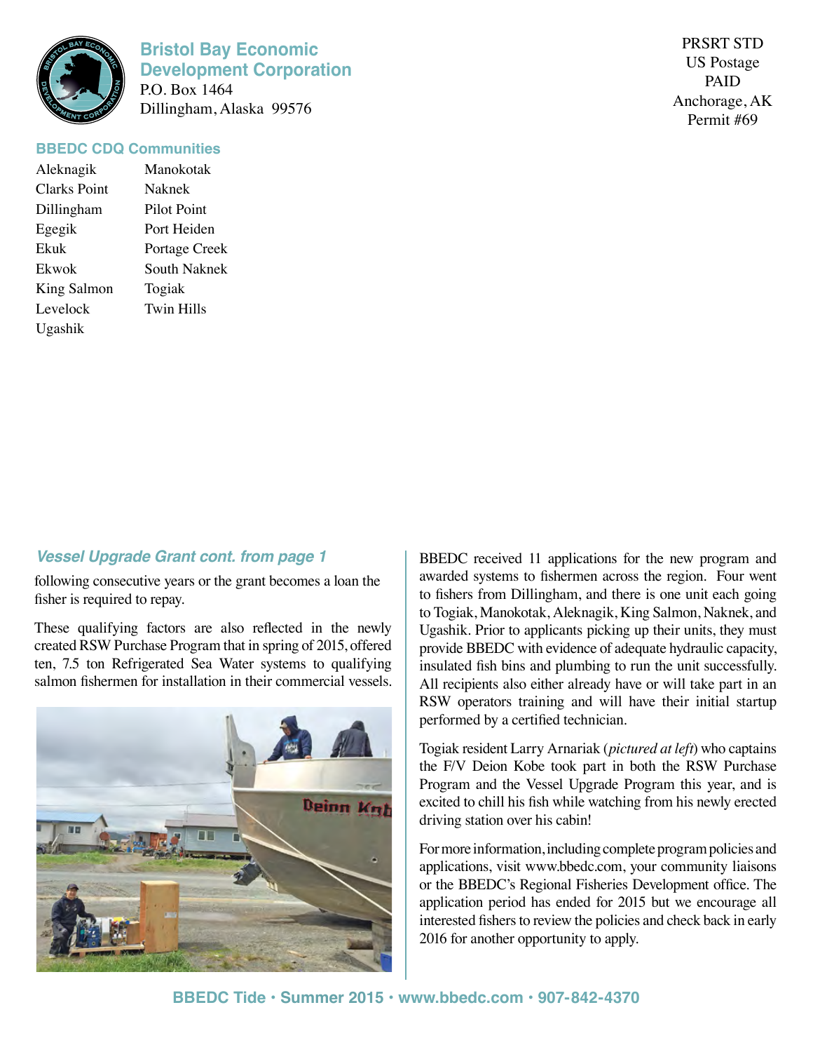**Bristol Bay Economic Development Corporation**
P.O. Box 1464
Dillingham, Alaska 99576

PRSRT STD
US Postage
PAID
Anchorage, AK
Permit #69

### BBEDC CDQ Communities

| | |
|---|---|
| Aleknagik | Manokotak |
| Clarks Point | Naknek |
| Dillingham | Pilot Point |
| Egegik | Port Heiden |
| Ekuk | Portage Creek |
| Ekwok | South Naknek |
| King Salmon | Togiak |
| Levelock | Twin Hills |
| Ugashik | |

### *Vessel Upgrade Grant cont. from page 1*

following consecutive years or the grant becomes a loan the fisher is required to repay.

These qualifying factors are also reflected in the newly created RSW Purchase Program that in spring of 2015, offered ten, 7.5 ton Refrigerated Sea Water systems to qualifying salmon fishermen for installation in their commercial vessels.

BBEDC received 11 applications for the new program and awarded systems to fishermen across the region. Four went to fishers from Dillingham, and there is one unit each going to Togiak, Manokotak, Aleknagik, King Salmon, Naknek, and Ugashik. Prior to applicants picking up their units, they must provide BBEDC with evidence of adequate hydraulic capacity, insulated fish bins and plumbing to run the unit successfully. All recipients also either already have or will take part in an RSW operators training and will have their initial startup performed by a certified technician.

Togiak resident Larry Arnariak (*pictured at left*) who captains the F/V Deion Kobe took part in both the RSW Purchase Program and the Vessel Upgrade Program this year, and is excited to chill his fish while watching from his newly erected driving station over his cabin!

For more information, including complete program policies and applications, visit www.bbedc.com, your community liaisons or the BBEDC's Regional Fisheries Development office. The application period has ended for 2015 but we encourage all interested fishers to review the policies and check back in early 2016 for another opportunity to apply.